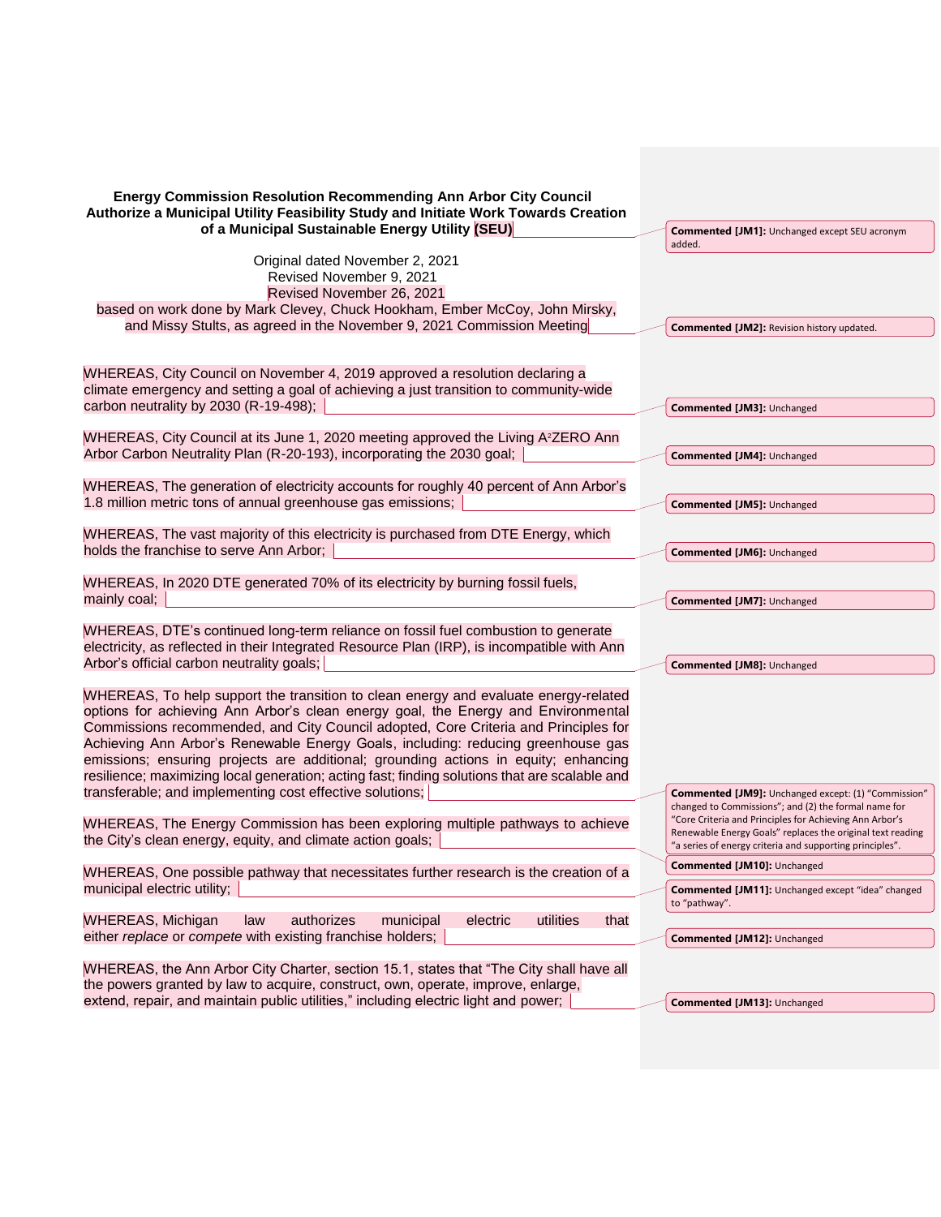**Energy Commission Resolution Recommending Ann Arbor City Council Authorize a Municipal Utility Feasibility Study and Initiate Work Towards Creation of a Municipal Sustainable Energy Utility (SEU)**

Original dated November 2, 2021
Revised November 9, 2021
Revised November 26, 2021
based on work done by Mark Clevey, Chuck Hookham, Ember McCoy, John Mirsky, and Missy Stults, as agreed in the November 9, 2021 Commission Meeting

WHEREAS, City Council on November 4, 2019 approved a resolution declaring a climate emergency and setting a goal of achieving a just transition to community-wide carbon neutrality by 2030 (R-19-498);

WHEREAS, City Council at its June 1, 2020 meeting approved the Living A[2]ZERO Ann Arbor Carbon Neutrality Plan (R-20-193), incorporating the 2030 goal;

WHEREAS, The generation of electricity accounts for roughly 40 percent of Ann Arbor's 1.8 million metric tons of annual greenhouse gas emissions;

WHEREAS, The vast majority of this electricity is purchased from DTE Energy, which holds the franchise to serve Ann Arbor;

WHEREAS, In 2020 DTE generated 70% of its electricity by burning fossil fuels, mainly coal;

WHEREAS, DTE's continued long-term reliance on fossil fuel combustion to generate electricity, as reflected in their Integrated Resource Plan (IRP), is incompatible with Ann Arbor's official carbon neutrality goals;

WHEREAS, To help support the transition to clean energy and evaluate energy-related options for achieving Ann Arbor's clean energy goal, the Energy and Environmental Commissions recommended, and City Council adopted, Core Criteria and Principles for Achieving Ann Arbor's Renewable Energy Goals, including: reducing greenhouse gas emissions; ensuring projects are additional; grounding actions in equity; enhancing resilience; maximizing local generation; acting fast; finding solutions that are scalable and transferable; and implementing cost effective solutions;

WHEREAS, The Energy Commission has been exploring multiple pathways to achieve the City's clean energy, equity, and climate action goals;

WHEREAS, One possible pathway that necessitates further research is the creation of a municipal electric utility;

WHEREAS, Michigan law authorizes municipal electric utilities that either *replace* or *compete* with existing franchise holders;

WHEREAS, the Ann Arbor City Charter, section 15.1, states that "The City shall have all the powers granted by law to acquire, construct, own, operate, improve, enlarge, extend, repair, and maintain public utilities," including electric light and power;

**Commented [JM1]:** Unchanged except SEU acronym added.

**Commented [JM2]:** Revision history updated.

**Commented [JM3]:** Unchanged

**Commented [JM4]:** Unchanged

**Commented [JM5]:** Unchanged

**Commented [JM6]:** Unchanged

**Commented [JM7]:** Unchanged

**Commented [JM8]:** Unchanged

**Commented [JM9]:** Unchanged except: (1) "Commission" changed to Commissions"; and (2) the formal name for "Core Criteria and Principles for Achieving Ann Arbor's Renewable Energy Goals" replaces the original text reading "a series of energy criteria and supporting principles".

**Commented [JM10]:** Unchanged

**Commented [JM11]:** Unchanged except "idea" changed to "pathway".

**Commented [JM12]:** Unchanged

**Commented [JM13]:** Unchanged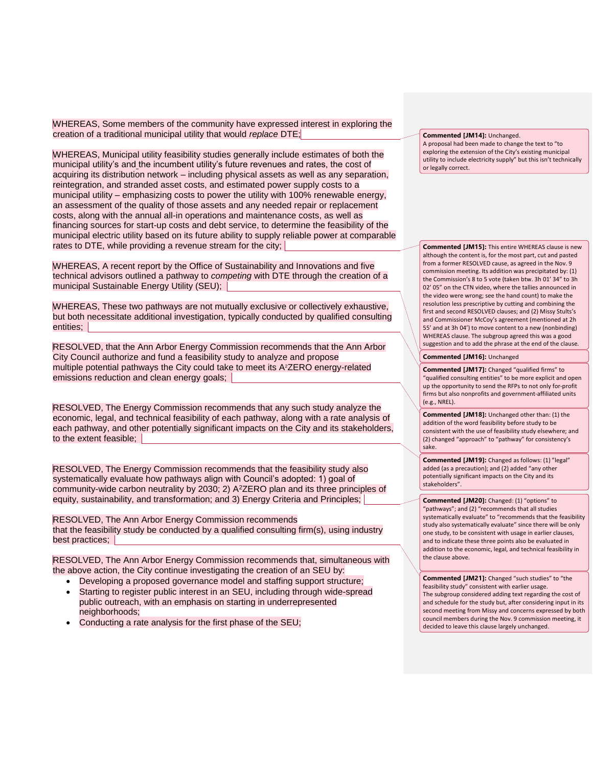WHEREAS, Some members of the community have expressed interest in exploring the creation of a traditional municipal utility that would *replace* DTE;

WHEREAS, Municipal utility feasibility studies generally include estimates of both the municipal utility's and the incumbent utility's future revenues and rates, the cost of acquiring its distribution network – including physical assets as well as any separation, reintegration, and stranded asset costs, and estimated power supply costs to a municipal utility – emphasizing costs to power the utility with 100% renewable energy, an assessment of the quality of those assets and any needed repair or replacement costs, along with the annual all-in operations and maintenance costs, as well as financing sources for start-up costs and debt service, to determine the feasibility of the municipal electric utility based on its future ability to supply reliable power at comparable rates to DTE, while providing a revenue stream for the city;

WHEREAS, A recent report by the Office of Sustainability and Innovations and five technical advisors outlined a pathway to *competing* with DTE through the creation of a municipal Sustainable Energy Utility (SEU);

WHEREAS, These two pathways are not mutually exclusive or collectively exhaustive, but both necessitate additional investigation, typically conducted by qualified consulting entities;

RESOLVED, that the Ann Arbor Energy Commission recommends that the Ann Arbor City Council authorize and fund a feasibility study to analyze and propose multiple potential pathways the City could take to meet its A[2]ZERO energy-related emissions reduction and clean energy goals;

RESOLVED, The Energy Commission recommends that any such study analyze the economic, legal, and technical feasibility of each pathway, along with a rate analysis of each pathway, and other potentially significant impacts on the City and its stakeholders, to the extent feasible;

RESOLVED, The Energy Commission recommends that the feasibility study also systematically evaluate how pathways align with Council's adopted: 1) goal of community-wide carbon neutrality by 2030; 2) A[2]ZERO plan and its three principles of equity, sustainability, and transformation; and 3) Energy Criteria and Principles;

RESOLVED, The Ann Arbor Energy Commission recommends that the feasibility study be conducted by a qualified consulting firm(s), using industry best practices;

RESOLVED, The Ann Arbor Energy Commission recommends that, simultaneous with the above action, the City continue investigating the creation of an SEU by:

- Developing a proposed governance model and staffing support structure;
- Starting to register public interest in an SEU, including through wide-spread public outreach, with an emphasis on starting in underrepresented neighborhoods;
- Conducting a rate analysis for the first phase of the SEU;

**Commented [JM14]:** Unchanged.
A proposal had been made to change the text to "to exploring the extension of the City's existing municipal utility to include electricity supply" but this isn't technically or legally correct.

**Commented [JM15]:** This entire WHEREAS clause is new although the content is, for the most part, cut and pasted from a former RESOLVED cause, as agreed in the Nov. 9 commission meeting. Its addition was precipitated by: (1) the Commission's 8 to 5 vote (taken btw. 3h 01' 34" to 3h 02' 05" on the CTN video, where the tallies announced in the video were wrong; see the hand count) to make the resolution less prescriptive by cutting and combining the first and second RESOLVED clauses; and (2) Missy Stults's and Commissioner McCoy's agreement (mentioned at 2h 55' and at 3h 04') to move content to a new (nonbinding) WHEREAS clause. The subgroup agreed this was a good suggestion and to add the phrase at the end of the clause.

**Commented [JM16]:** Unchanged

**Commented [JM17]:** Changed "qualified firms" to "qualified consulting entities" to be more explicit and open up the opportunity to send the RFPs to not only for-profit firms but also nonprofits and government-affiliated units (e.g., NREL).

**Commented [JM18]:** Unchanged other than: (1) the addition of the word feasibility before study to be consistent with the use of feasibility study elsewhere; and (2) changed "approach" to "pathway" for consistency's sake.

**Commented [JM19]:** Changed as follows: (1) "legal" added (as a precaution); and (2) added "any other potentially significant impacts on the City and its stakeholders".

**Commented [JM20]:** Changed: (1) "options" to "pathways"; and (2) "recommends that all studies systematically evaluate" to "recommends that the feasibility study also systematically evaluate" since there will be only one study, to be consistent with usage in earlier clauses, and to indicate these three points also be evaluated in addition to the economic, legal, and technical feasibility in the clause above.

**Commented [JM21]:** Changed "such studies" to "the feasibility study" consistent with earlier usage.
The subgroup considered adding text regarding the cost of and schedule for the study but, after considering input in its second meeting from Missy and concerns expressed by both council members during the Nov. 9 commission meeting, it decided to leave this clause largely unchanged.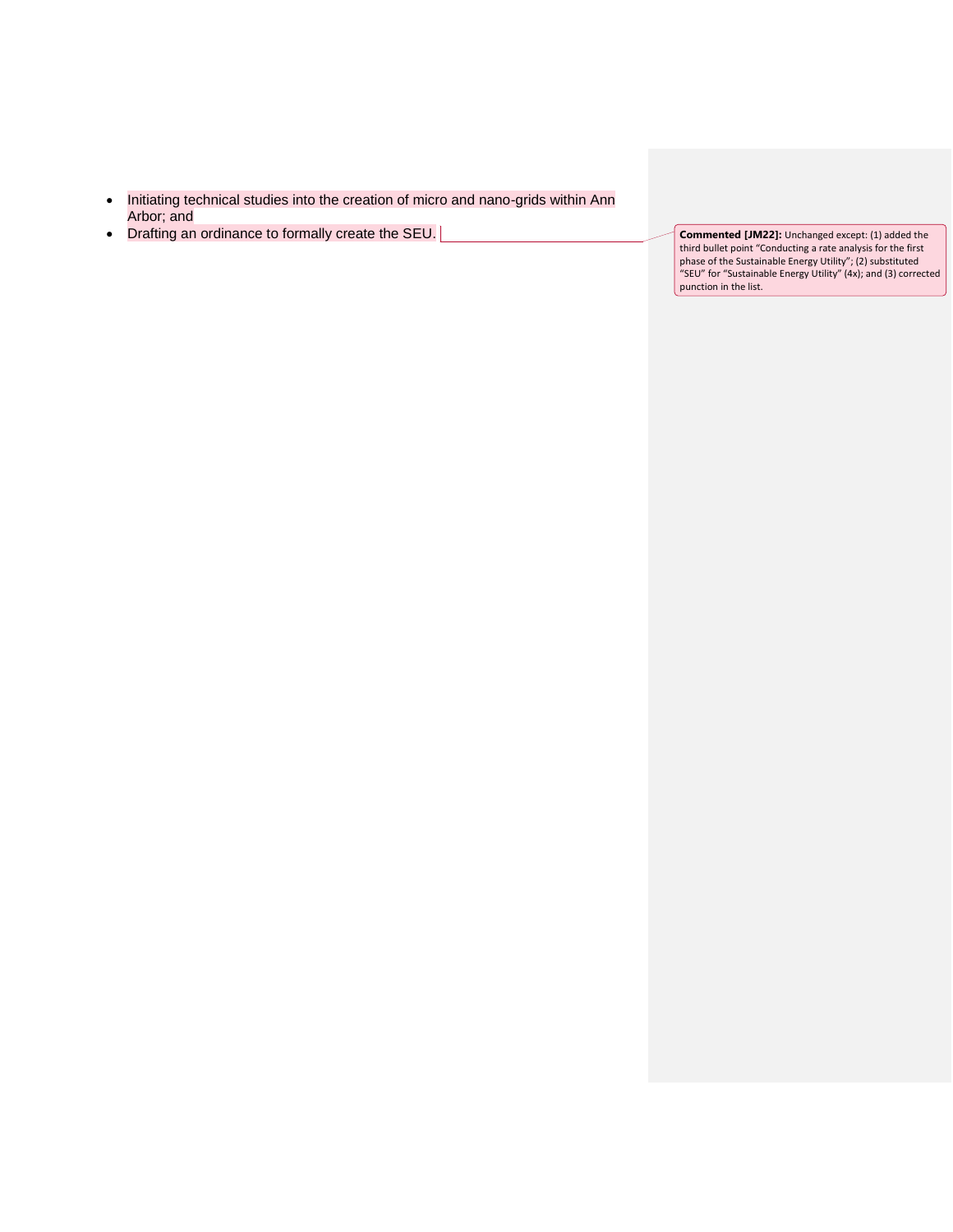- Initiating technical studies into the creation of micro and nano-grids within Ann Arbor; and
- Drafting an ordinance to formally create the SEU.

**Commented [JM22]:** Unchanged except: (1) added the third bullet point "Conducting a rate analysis for the first phase of the Sustainable Energy Utility"; (2) substituted "SEU" for "Sustainable Energy Utility" (4x); and (3) corrected punction in the list.